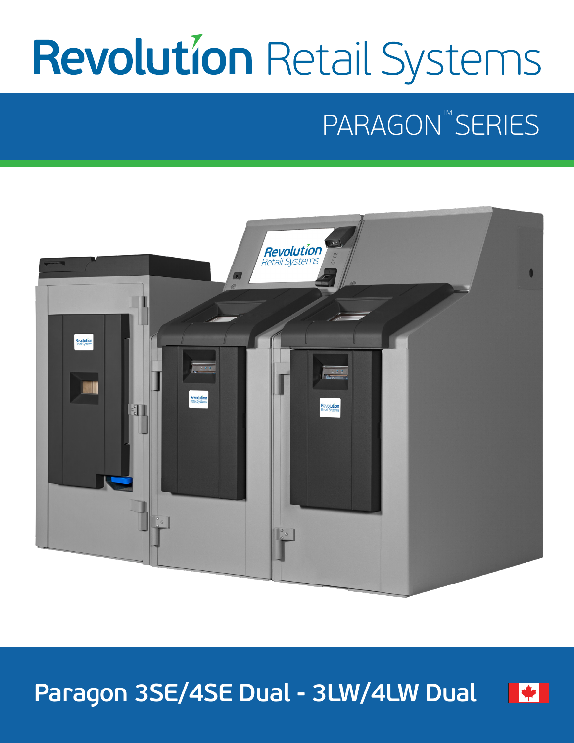# Revolution Retail Systems

## PARAGON™ SERIES

## Paragon 3SE/4SE Dual - 3LW/4LW Dual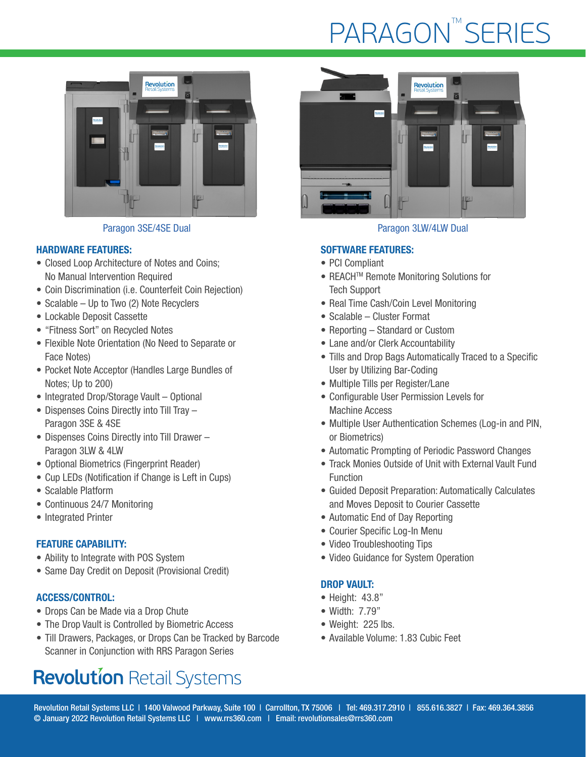# PARAGON™ SERIES

Paragon 3SE/4SE Dual

Paragon 3LW/4LW Dual

## HARDWARE FEATURES:

- Closed Loop Architecture of Notes and Coins; No Manual Intervention Required
- Coin Discrimination (i.e. Counterfeit Coin Rejection)
- Scalable – Up to Two (2) Note Recyclers
- Lockable Deposit Cassette
- "Fitness Sort" on Recycled Notes
- Flexible Note Orientation (No Need to Separate or Face Notes)
- Pocket Note Acceptor (Handles Large Bundles of Notes; Up to 200)
- Integrated Drop/Storage Vault – Optional
- Dispenses Coins Directly into Till Tray – Paragon 3SE & 4SE
- Dispenses Coins Directly into Till Drawer – Paragon 3LW & 4LW
- Optional Biometrics (Fingerprint Reader)
- Cup LEDs (Notification if Change is Left in Cups)
- Scalable Platform
- Continuous 24/7 Monitoring
- Integrated Printer

## FEATURE CAPABILITY:

- Ability to Integrate with POS System
- Same Day Credit on Deposit (Provisional Credit)

## ACCESS/CONTROL:

- Drops Can be Made via a Drop Chute
- The Drop Vault is Controlled by Biometric Access
- Till Drawers, Packages, or Drops Can be Tracked by Barcode Scanner in Conjunction with RRS Paragon Series

## SOFTWARE FEATURES:

- PCI Compliant
- REACH™ Remote Monitoring Solutions for Tech Support
- Real Time Cash/Coin Level Monitoring
- Scalable – Cluster Format
- Reporting – Standard or Custom
- Lane and/or Clerk Accountability
- Tills and Drop Bags Automatically Traced to a Specific User by Utilizing Bar-Coding
- Multiple Tills per Register/Lane
- Configurable User Permission Levels for Machine Access
- Multiple User Authentication Schemes (Log-in and PIN, or Biometrics)
- Automatic Prompting of Periodic Password Changes
- Track Monies Outside of Unit with External Vault Fund Function
- Guided Deposit Preparation: Automatically Calculates and Moves Deposit to Courier Cassette
- Automatic End of Day Reporting
- Courier Specific Log-In Menu
- Video Troubleshooting Tips
- Video Guidance for System Operation

## DROP VAULT:

- Height: 43.8"
- Width: 7.79"
- Weight: 225 lbs.
- Available Volume: 1.83 Cubic Feet

**Revolution** Retail Systems

Revolution Retail Systems LLC | 1400 Valwood Parkway, Suite 100 | Carrollton, TX 75006 | Tel: 469.317.2910 | 855.616.3827 | Fax: 469.364.3856
© January 2022 Revolution Retail Systems LLC | www.rrs360.com | Email: revolutionsales@rrs360.com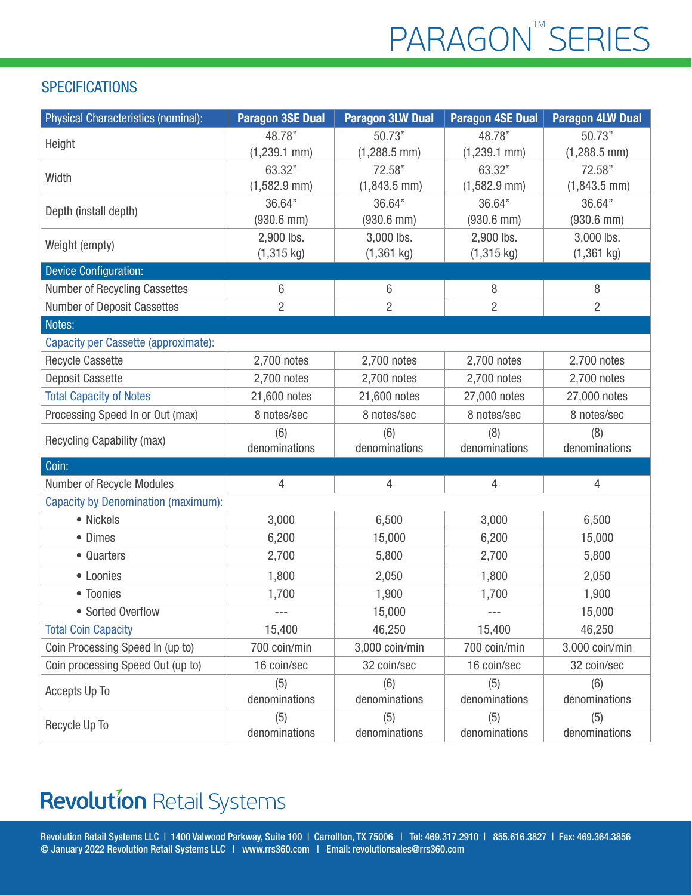# PARAGON™ SERIES

## SPECIFICATIONS

| Physical Characteristics (nominal): | Paragon 3SE Dual | Paragon 3LW Dual | Paragon 4SE Dual | Paragon 4LW Dual |
|---|---|---|---|---|
| Height | 48.78" (1,239.1 mm) | 50.73" (1,288.5 mm) | 48.78" (1,239.1 mm) | 50.73" (1,288.5 mm) |
| Width | 63.32" (1,582.9 mm) | 72.58" (1,843.5 mm) | 63.32" (1,582.9 mm) | 72.58" (1,843.5 mm) |
| Depth (install depth) | 36.64" (930.6 mm) | 36.64" (930.6 mm) | 36.64" (930.6 mm) | 36.64" (930.6 mm) |
| Weight (empty) | 2,900 lbs. (1,315 kg) | 3,000 lbs. (1,361 kg) | 2,900 lbs. (1,315 kg) | 3,000 lbs. (1,361 kg) |
| **Device Configuration:** | | | | |
| Number of Recycling Cassettes | 6 | 6 | 8 | 8 |
| Number of Deposit Cassettes | 2 | 2 | 2 | 2 |
| **Notes:** | | | | |
| Capacity per Cassette (approximate): | | | | |
| Recycle Cassette | 2,700 notes | 2,700 notes | 2,700 notes | 2,700 notes |
| Deposit Cassette | 2,700 notes | 2,700 notes | 2,700 notes | 2,700 notes |
| Total Capacity of Notes | 21,600 notes | 21,600 notes | 27,000 notes | 27,000 notes |
| Processing Speed In or Out (max) | 8 notes/sec | 8 notes/sec | 8 notes/sec | 8 notes/sec |
| Recycling Capability (max) | (6) denominations | (6) denominations | (8) denominations | (8) denominations |
| **Coin:** | | | | |
| Number of Recycle Modules | 4 | 4 | 4 | 4 |
| Capacity by Denomination (maximum): | | | | |
| • Nickels | 3,000 | 6,500 | 3,000 | 6,500 |
| • Dimes | 6,200 | 15,000 | 6,200 | 15,000 |
| • Quarters | 2,700 | 5,800 | 2,700 | 5,800 |
| • Loonies | 1,800 | 2,050 | 1,800 | 2,050 |
| • Toonies | 1,700 | 1,900 | 1,700 | 1,900 |
| • Sorted Overflow | --- | 15,000 | --- | 15,000 |
| Total Coin Capacity | 15,400 | 46,250 | 15,400 | 46,250 |
| Coin Processing Speed In (up to) | 700 coin/min | 3,000 coin/min | 700 coin/min | 3,000 coin/min |
| Coin processing Speed Out (up to) | 16 coin/sec | 32 coin/sec | 16 coin/sec | 32 coin/sec |
| Accepts Up To | (5) denominations | (6) denominations | (5) denominations | (6) denominations |
| Recycle Up To | (5) denominations | (5) denominations | (5) denominations | (5) denominations |

**Revolution** Retail Systems

Revolution Retail Systems LLC | 1400 Valwood Parkway, Suite 100 | Carrollton, TX 75006 | Tel: 469.317.2910 | 855.616.3827 | Fax: 469.364.3856
© January 2022 Revolution Retail Systems LLC | www.rrs360.com | Email: revolutionsales@rrs360.com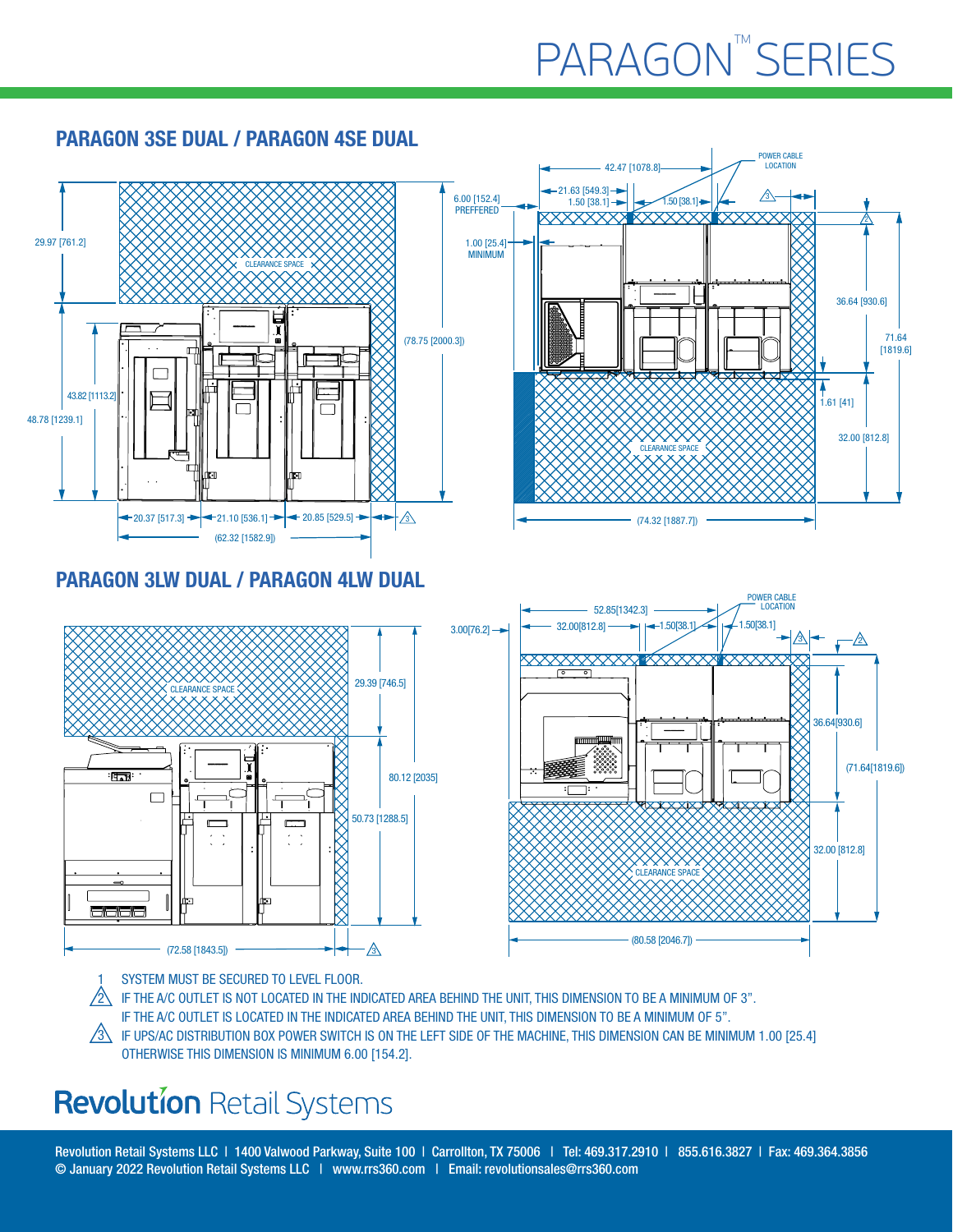# PARAGON™ SERIES

## PARAGON 3SE DUAL / PARAGON 4SE DUAL

29.97 [761.2]

CLEARANCE SPACE

6.00 [152.4]
PREFFERED

1.00 [25.4]
MINIMUM

(78.75 [2000.3])

43.82 [1113.2]

48.78 [1239.1]

20.37 [517.3]
21.10 [536.1]
20.85 [529.5]
3

(62.32 [1582.9])

42.47 [1078.8]
21.63 [549.3]
1.50 [38.1]
1.50 [38.1]

POWER CABLE
LOCATION

3
2

36.64 [930.6]

71.64
[1819.6]

1.61 [41]

32.00 [812.8]

CLEARANCE SPACE

(74.32 [1887.7])

## PARAGON 3LW DUAL / PARAGON 4LW DUAL

CLEARANCE SPACE

29.39 [746.5]

80.12 [2035]

50.73 [1288.5]

(72.58 [1843.5])
3

3.00[76.2]

52.85[1342.3]
32.00[812.8]
1.50[38.1]
1.50[38.1]

POWER CABLE
LOCATION

3
2

36.64[930.6]

(71.64[1819.6])

32.00 [812.8]

CLEARANCE SPACE

(80.58 [2046.7])

1. SYSTEM MUST BE SECURED TO LEVEL FLOOR.
2. IF THE A/C OUTLET IS NOT LOCATED IN THE INDICATED AREA BEHIND THE UNIT, THIS DIMENSION TO BE A MINIMUM OF 3".
   IF THE A/C OUTLET IS LOCATED IN THE INDICATED AREA BEHIND THE UNIT, THIS DIMENSION TO BE A MINIMUM OF 5".
3. IF UPS/AC DISTRIBUTION BOX POWER SWITCH IS ON THE LEFT SIDE OF THE MACHINE, THIS DIMENSION CAN BE MINIMUM 1.00 [25.4]
   OTHERWISE THIS DIMENSION IS MINIMUM 6.00 [154.2].

**Revolution** Retail Systems

Revolution Retail Systems LLC | 1400 Valwood Parkway, Suite 100 | Carrollton, TX 75006 | Tel: 469.317.2910 | 855.616.3827 | Fax: 469.364.3856
© January 2022 Revolution Retail Systems LLC | www.rrs360.com | Email: revolutionsales@rrs360.com